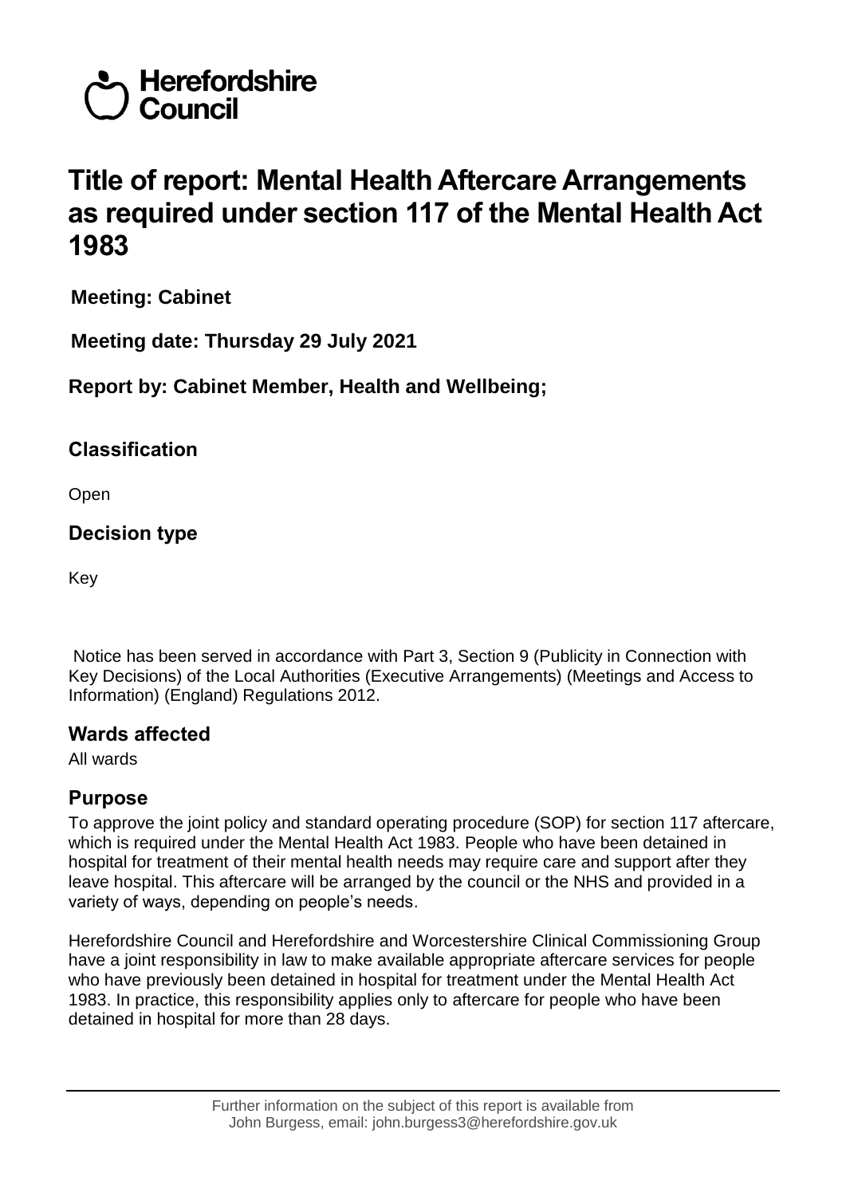Herefordshire Council

# Title of report: Mental Health Aftercare Arrangements as required under section 117 of the Mental Health Act 1983

**Meeting: Cabinet**

**Meeting date: Thursday 29 July 2021**

**Report by: Cabinet Member, Health and Wellbeing;**

## Classification

Open

## Decision type

Key

Notice has been served in accordance with Part 3, Section 9 (Publicity in Connection with Key Decisions) of the Local Authorities (Executive Arrangements) (Meetings and Access to Information) (England) Regulations 2012.

## Wards affected

All wards

## Purpose

To approve the joint policy and standard operating procedure (SOP) for section 117 aftercare, which is required under the Mental Health Act 1983. People who have been detained in hospital for treatment of their mental health needs may require care and support after they leave hospital. This aftercare will be arranged by the council or the NHS and provided in a variety of ways, depending on people's needs.

Herefordshire Council and Herefordshire and Worcestershire Clinical Commissioning Group have a joint responsibility in law to make available appropriate aftercare services for people who have previously been detained in hospital for treatment under the Mental Health Act 1983. In practice, this responsibility applies only to aftercare for people who have been detained in hospital for more than 28 days.

Further information on the subject of this report is available from John Burgess, email: john.burgess3@herefordshire.gov.uk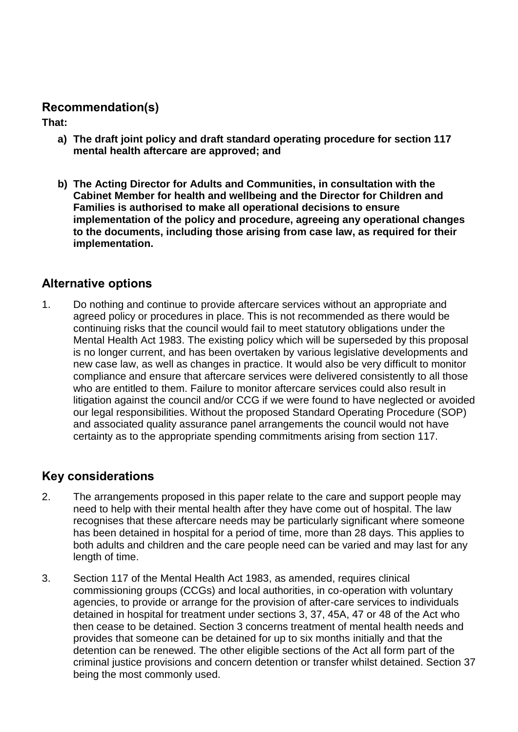## Recommendation(s)

**That:**

**a) The draft joint policy and draft standard operating procedure for section 117 mental health aftercare are approved; and**

**b) The Acting Director for Adults and Communities, in consultation with the Cabinet Member for health and wellbeing and the Director for Children and Families is authorised to make all operational decisions to ensure implementation of the policy and procedure, agreeing any operational changes to the documents, including those arising from case law, as required for their implementation.**

## Alternative options

1. Do nothing and continue to provide aftercare services without an appropriate and agreed policy or procedures in place. This is not recommended as there would be continuing risks that the council would fail to meet statutory obligations under the Mental Health Act 1983. The existing policy which will be superseded by this proposal is no longer current, and has been overtaken by various legislative developments and new case law, as well as changes in practice. It would also be very difficult to monitor compliance and ensure that aftercare services were delivered consistently to all those who are entitled to them. Failure to monitor aftercare services could also result in litigation against the council and/or CCG if we were found to have neglected or avoided our legal responsibilities. Without the proposed Standard Operating Procedure (SOP) and associated quality assurance panel arrangements the council would not have certainty as to the appropriate spending commitments arising from section 117.

## Key considerations

2. The arrangements proposed in this paper relate to the care and support people may need to help with their mental health after they have come out of hospital. The law recognises that these aftercare needs may be particularly significant where someone has been detained in hospital for a period of time, more than 28 days. This applies to both adults and children and the care people need can be varied and may last for any length of time.

3. Section 117 of the Mental Health Act 1983, as amended, requires clinical commissioning groups (CCGs) and local authorities, in co-operation with voluntary agencies, to provide or arrange for the provision of after-care services to individuals detained in hospital for treatment under sections 3, 37, 45A, 47 or 48 of the Act who then cease to be detained. Section 3 concerns treatment of mental health needs and provides that someone can be detained for up to six months initially and that the detention can be renewed. The other eligible sections of the Act all form part of the criminal justice provisions and concern detention or transfer whilst detained. Section 37 being the most commonly used.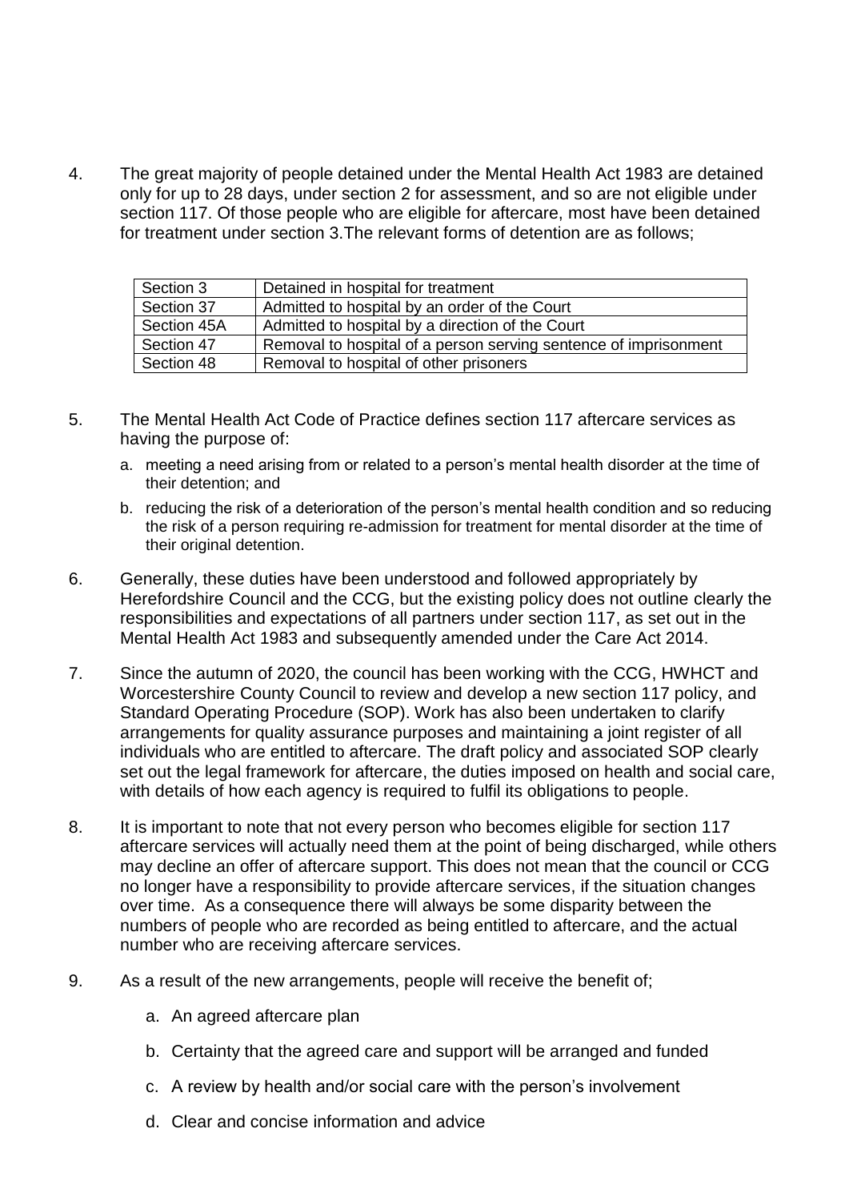4. The great majority of people detained under the Mental Health Act 1983 are detained only for up to 28 days, under section 2 for assessment, and so are not eligible under section 117. Of those people who are eligible for aftercare, most have been detained for treatment under section 3.The relevant forms of detention are as follows;

| Section 3 | Detained in hospital for treatment |
|---|---|
| Section 37 | Admitted to hospital by an order of the Court |
| Section 45A | Admitted to hospital by a direction of the Court |
| Section 47 | Removal to hospital of a person serving sentence of imprisonment |
| Section 48 | Removal to hospital of other prisoners |

5. The Mental Health Act Code of Practice defines section 117 aftercare services as having the purpose of:
   a. meeting a need arising from or related to a person's mental health disorder at the time of their detention; and
   b. reducing the risk of a deterioration of the person's mental health condition and so reducing the risk of a person requiring re-admission for treatment for mental disorder at the time of their original detention.

6. Generally, these duties have been understood and followed appropriately by Herefordshire Council and the CCG, but the existing policy does not outline clearly the responsibilities and expectations of all partners under section 117, as set out in the Mental Health Act 1983 and subsequently amended under the Care Act 2014.

7. Since the autumn of 2020, the council has been working with the CCG, HWHCT and Worcestershire County Council to review and develop a new section 117 policy, and Standard Operating Procedure (SOP). Work has also been undertaken to clarify arrangements for quality assurance purposes and maintaining a joint register of all individuals who are entitled to aftercare. The draft policy and associated SOP clearly set out the legal framework for aftercare, the duties imposed on health and social care, with details of how each agency is required to fulfil its obligations to people.

8. It is important to note that not every person who becomes eligible for section 117 aftercare services will actually need them at the point of being discharged, while others may decline an offer of aftercare support. This does not mean that the council or CCG no longer have a responsibility to provide aftercare services, if the situation changes over time. As a consequence there will always be some disparity between the numbers of people who are recorded as being entitled to aftercare, and the actual number who are receiving aftercare services.

9. As a result of the new arrangements, people will receive the benefit of;
   a. An agreed aftercare plan
   b. Certainty that the agreed care and support will be arranged and funded
   c. A review by health and/or social care with the person's involvement
   d. Clear and concise information and advice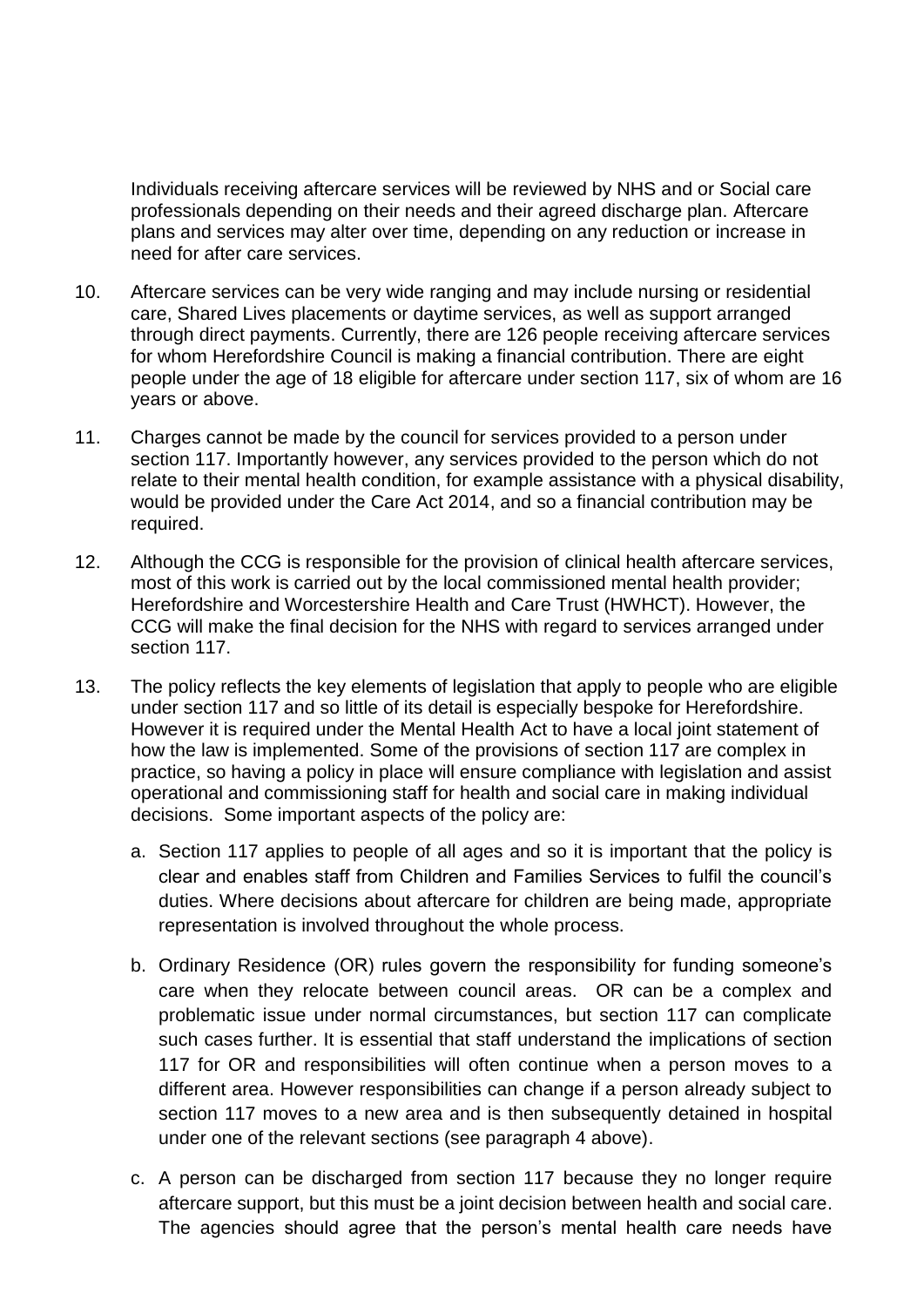Individuals receiving aftercare services will be reviewed by NHS and or Social care professionals depending on their needs and their agreed discharge plan. Aftercare plans and services may alter over time, depending on any reduction or increase in need for after care services.

10. Aftercare services can be very wide ranging and may include nursing or residential care, Shared Lives placements or daytime services, as well as support arranged through direct payments. Currently, there are 126 people receiving aftercare services for whom Herefordshire Council is making a financial contribution. There are eight people under the age of 18 eligible for aftercare under section 117, six of whom are 16 years or above.

11. Charges cannot be made by the council for services provided to a person under section 117. Importantly however, any services provided to the person which do not relate to their mental health condition, for example assistance with a physical disability, would be provided under the Care Act 2014, and so a financial contribution may be required.

12. Although the CCG is responsible for the provision of clinical health aftercare services, most of this work is carried out by the local commissioned mental health provider; Herefordshire and Worcestershire Health and Care Trust (HWHCT). However, the CCG will make the final decision for the NHS with regard to services arranged under section 117.

13. The policy reflects the key elements of legislation that apply to people who are eligible under section 117 and so little of its detail is especially bespoke for Herefordshire. However it is required under the Mental Health Act to have a local joint statement of how the law is implemented. Some of the provisions of section 117 are complex in practice, so having a policy in place will ensure compliance with legislation and assist operational and commissioning staff for health and social care in making individual decisions. Some important aspects of the policy are:

    a. Section 117 applies to people of all ages and so it is important that the policy is clear and enables staff from Children and Families Services to fulfil the council's duties. Where decisions about aftercare for children are being made, appropriate representation is involved throughout the whole process.

    b. Ordinary Residence (OR) rules govern the responsibility for funding someone's care when they relocate between council areas. OR can be a complex and problematic issue under normal circumstances, but section 117 can complicate such cases further. It is essential that staff understand the implications of section 117 for OR and responsibilities will often continue when a person moves to a different area. However responsibilities can change if a person already subject to section 117 moves to a new area and is then subsequently detained in hospital under one of the relevant sections (see paragraph 4 above).

    c. A person can be discharged from section 117 because they no longer require aftercare support, but this must be a joint decision between health and social care. The agencies should agree that the person's mental health care needs have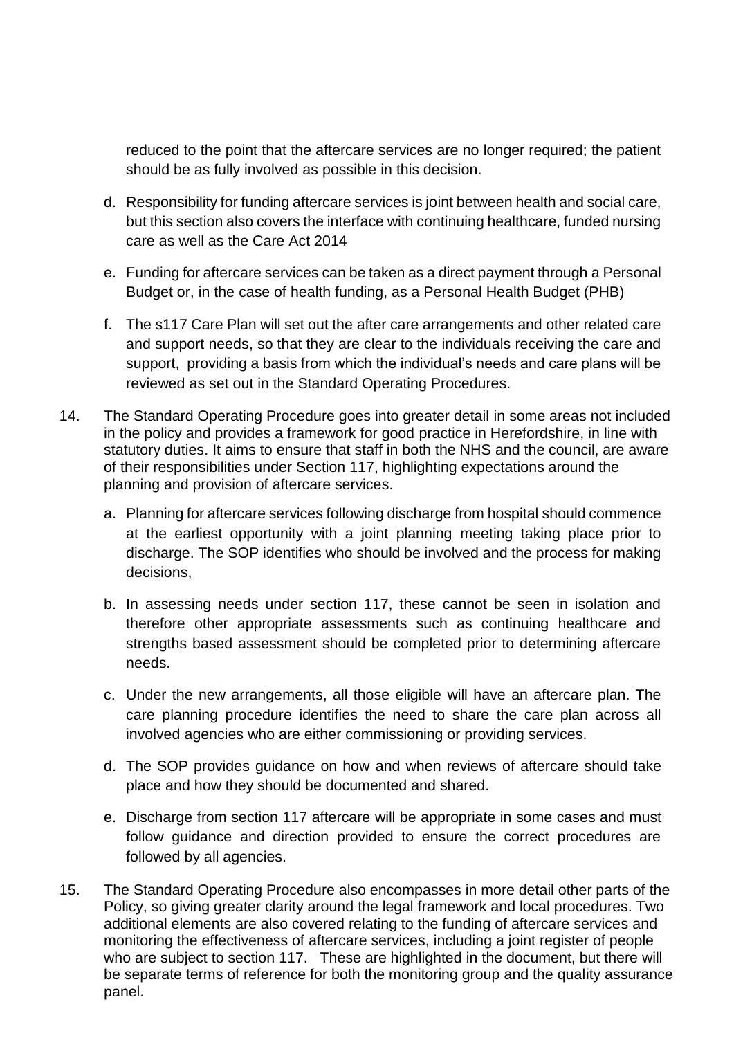reduced to the point that the aftercare services are no longer required; the patient should be as fully involved as possible in this decision.

d. Responsibility for funding aftercare services is joint between health and social care, but this section also covers the interface with continuing healthcare, funded nursing care as well as the Care Act 2014

e. Funding for aftercare services can be taken as a direct payment through a Personal Budget or, in the case of health funding, as a Personal Health Budget (PHB)

f. The s117 Care Plan will set out the after care arrangements and other related care and support needs, so that they are clear to the individuals receiving the care and support, providing a basis from which the individual's needs and care plans will be reviewed as set out in the Standard Operating Procedures.

14. The Standard Operating Procedure goes into greater detail in some areas not included in the policy and provides a framework for good practice in Herefordshire, in line with statutory duties. It aims to ensure that staff in both the NHS and the council, are aware of their responsibilities under Section 117, highlighting expectations around the planning and provision of aftercare services.

    a. Planning for aftercare services following discharge from hospital should commence at the earliest opportunity with a joint planning meeting taking place prior to discharge. The SOP identifies who should be involved and the process for making decisions,

    b. In assessing needs under section 117, these cannot be seen in isolation and therefore other appropriate assessments such as continuing healthcare and strengths based assessment should be completed prior to determining aftercare needs.

    c. Under the new arrangements, all those eligible will have an aftercare plan. The care planning procedure identifies the need to share the care plan across all involved agencies who are either commissioning or providing services.

    d. The SOP provides guidance on how and when reviews of aftercare should take place and how they should be documented and shared.

    e. Discharge from section 117 aftercare will be appropriate in some cases and must follow guidance and direction provided to ensure the correct procedures are followed by all agencies.

15. The Standard Operating Procedure also encompasses in more detail other parts of the Policy, so giving greater clarity around the legal framework and local procedures. Two additional elements are also covered relating to the funding of aftercare services and monitoring the effectiveness of aftercare services, including a joint register of people who are subject to section 117. These are highlighted in the document, but there will be separate terms of reference for both the monitoring group and the quality assurance panel.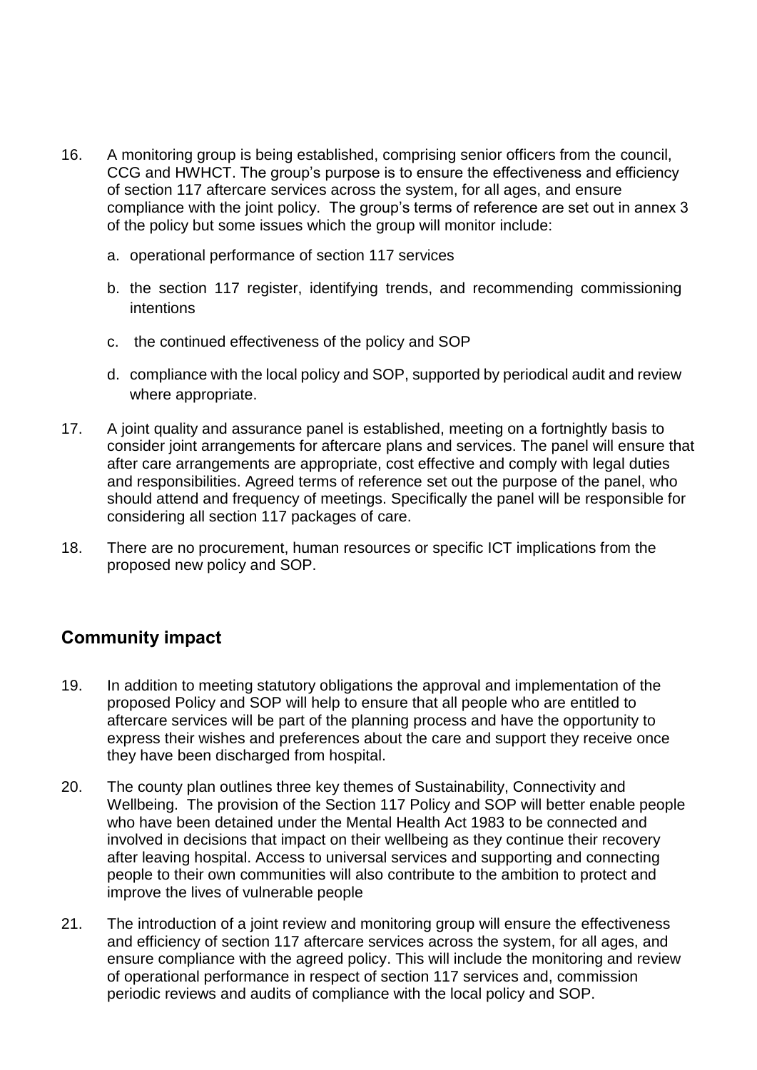16. A monitoring group is being established, comprising senior officers from the council, CCG and HWHCT. The group's purpose is to ensure the effectiveness and efficiency of section 117 aftercare services across the system, for all ages, and ensure compliance with the joint policy. The group's terms of reference are set out in annex 3 of the policy but some issues which the group will monitor include:

    a. operational performance of section 117 services

    b. the section 117 register, identifying trends, and recommending commissioning intentions

    c. the continued effectiveness of the policy and SOP

    d. compliance with the local policy and SOP, supported by periodical audit and review where appropriate.

17. A joint quality and assurance panel is established, meeting on a fortnightly basis to consider joint arrangements for aftercare plans and services. The panel will ensure that after care arrangements are appropriate, cost effective and comply with legal duties and responsibilities. Agreed terms of reference set out the purpose of the panel, who should attend and frequency of meetings. Specifically the panel will be responsible for considering all section 117 packages of care.

18. There are no procurement, human resources or specific ICT implications from the proposed new policy and SOP.

## Community impact

19. In addition to meeting statutory obligations the approval and implementation of the proposed Policy and SOP will help to ensure that all people who are entitled to aftercare services will be part of the planning process and have the opportunity to express their wishes and preferences about the care and support they receive once they have been discharged from hospital.

20. The county plan outlines three key themes of Sustainability, Connectivity and Wellbeing. The provision of the Section 117 Policy and SOP will better enable people who have been detained under the Mental Health Act 1983 to be connected and involved in decisions that impact on their wellbeing as they continue their recovery after leaving hospital. Access to universal services and supporting and connecting people to their own communities will also contribute to the ambition to protect and improve the lives of vulnerable people

21. The introduction of a joint review and monitoring group will ensure the effectiveness and efficiency of section 117 aftercare services across the system, for all ages, and ensure compliance with the agreed policy. This will include the monitoring and review of operational performance in respect of section 117 services and, commission periodic reviews and audits of compliance with the local policy and SOP.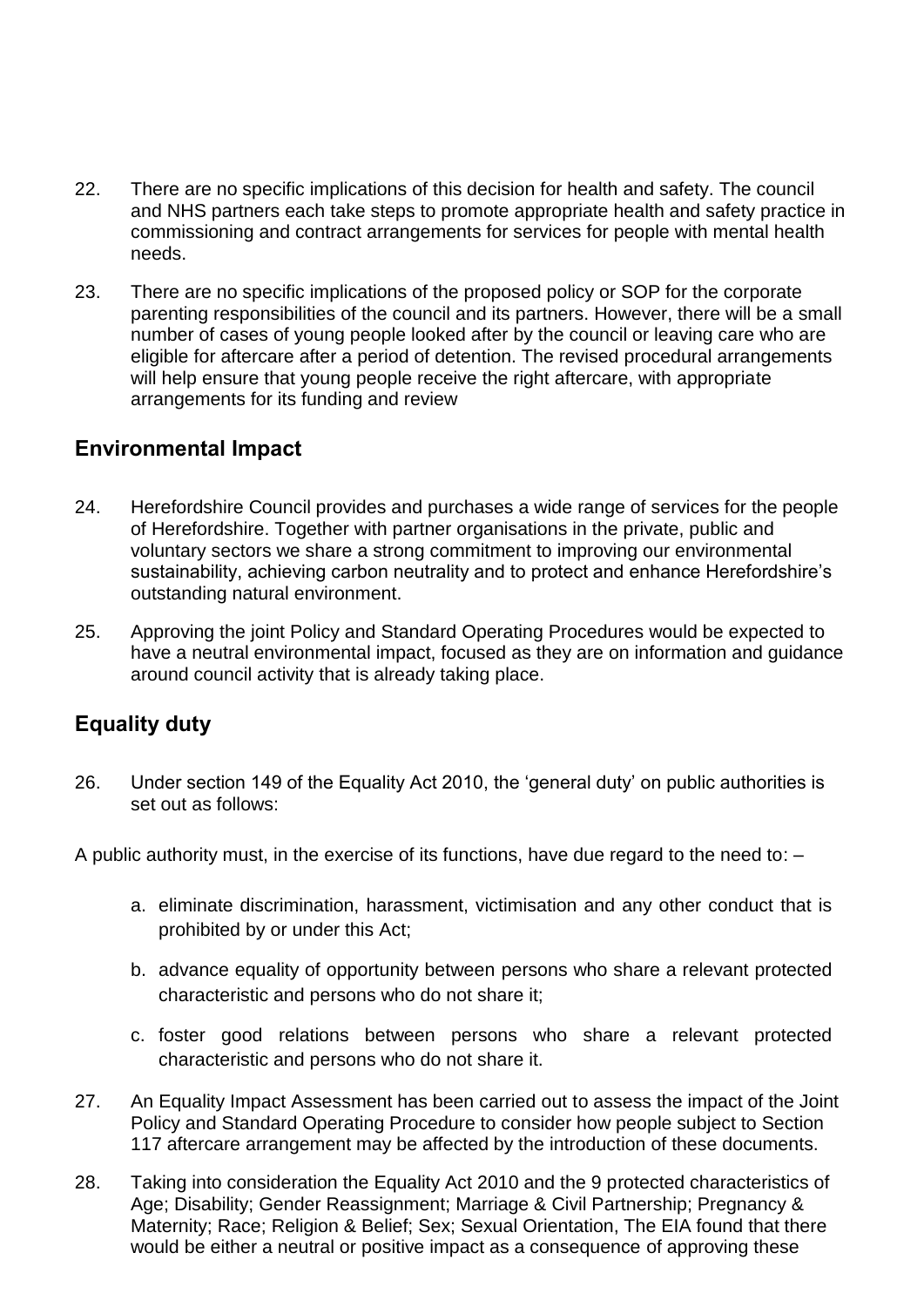22. There are no specific implications of this decision for health and safety. The council and NHS partners each take steps to promote appropriate health and safety practice in commissioning and contract arrangements for services for people with mental health needs.

23. There are no specific implications of the proposed policy or SOP for the corporate parenting responsibilities of the council and its partners. However, there will be a small number of cases of young people looked after by the council or leaving care who are eligible for aftercare after a period of detention. The revised procedural arrangements will help ensure that young people receive the right aftercare, with appropriate arrangements for its funding and review

## Environmental Impact

24. Herefordshire Council provides and purchases a wide range of services for the people of Herefordshire. Together with partner organisations in the private, public and voluntary sectors we share a strong commitment to improving our environmental sustainability, achieving carbon neutrality and to protect and enhance Herefordshire's outstanding natural environment.

25. Approving the joint Policy and Standard Operating Procedures would be expected to have a neutral environmental impact, focused as they are on information and guidance around council activity that is already taking place.

## Equality duty

26. Under section 149 of the Equality Act 2010, the 'general duty' on public authorities is set out as follows:

A public authority must, in the exercise of its functions, have due regard to the need to: –

a. eliminate discrimination, harassment, victimisation and any other conduct that is prohibited by or under this Act;

b. advance equality of opportunity between persons who share a relevant protected characteristic and persons who do not share it;

c. foster good relations between persons who share a relevant protected characteristic and persons who do not share it.

27. An Equality Impact Assessment has been carried out to assess the impact of the Joint Policy and Standard Operating Procedure to consider how people subject to Section 117 aftercare arrangement may be affected by the introduction of these documents.

28. Taking into consideration the Equality Act 2010 and the 9 protected characteristics of Age; Disability; Gender Reassignment; Marriage & Civil Partnership; Pregnancy & Maternity; Race; Religion & Belief; Sex; Sexual Orientation, The EIA found that there would be either a neutral or positive impact as a consequence of approving these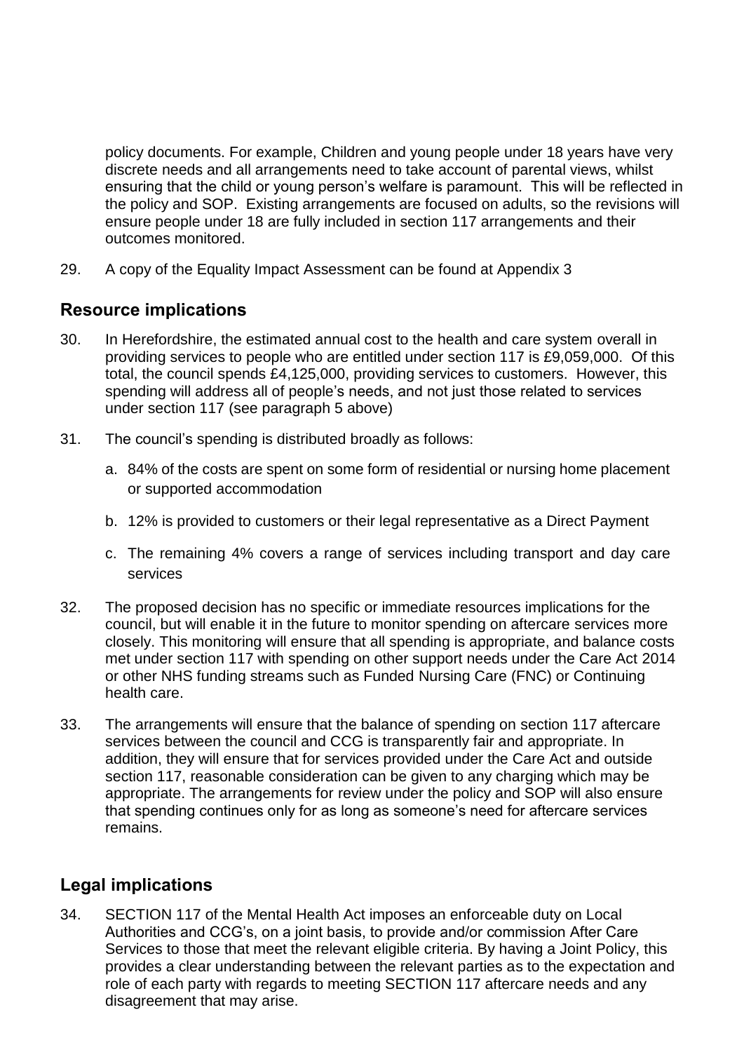policy documents. For example, Children and young people under 18 years have very discrete needs and all arrangements need to take account of parental views, whilst ensuring that the child or young person's welfare is paramount. This will be reflected in the policy and SOP. Existing arrangements are focused on adults, so the revisions will ensure people under 18 are fully included in section 117 arrangements and their outcomes monitored.

29. A copy of the Equality Impact Assessment can be found at Appendix 3

## Resource implications

30. In Herefordshire, the estimated annual cost to the health and care system overall in providing services to people who are entitled under section 117 is £9,059,000. Of this total, the council spends £4,125,000, providing services to customers. However, this spending will address all of people's needs, and not just those related to services under section 117 (see paragraph 5 above)

31. The council's spending is distributed broadly as follows:

    a. 84% of the costs are spent on some form of residential or nursing home placement or supported accommodation

    b. 12% is provided to customers or their legal representative as a Direct Payment

    c. The remaining 4% covers a range of services including transport and day care services

32. The proposed decision has no specific or immediate resources implications for the council, but will enable it in the future to monitor spending on aftercare services more closely. This monitoring will ensure that all spending is appropriate, and balance costs met under section 117 with spending on other support needs under the Care Act 2014 or other NHS funding streams such as Funded Nursing Care (FNC) or Continuing health care.

33. The arrangements will ensure that the balance of spending on section 117 aftercare services between the council and CCG is transparently fair and appropriate. In addition, they will ensure that for services provided under the Care Act and outside section 117, reasonable consideration can be given to any charging which may be appropriate. The arrangements for review under the policy and SOP will also ensure that spending continues only for as long as someone's need for aftercare services remains.

## Legal implications

34. SECTION 117 of the Mental Health Act imposes an enforceable duty on Local Authorities and CCG's, on a joint basis, to provide and/or commission After Care Services to those that meet the relevant eligible criteria. By having a Joint Policy, this provides a clear understanding between the relevant parties as to the expectation and role of each party with regards to meeting SECTION 117 aftercare needs and any disagreement that may arise.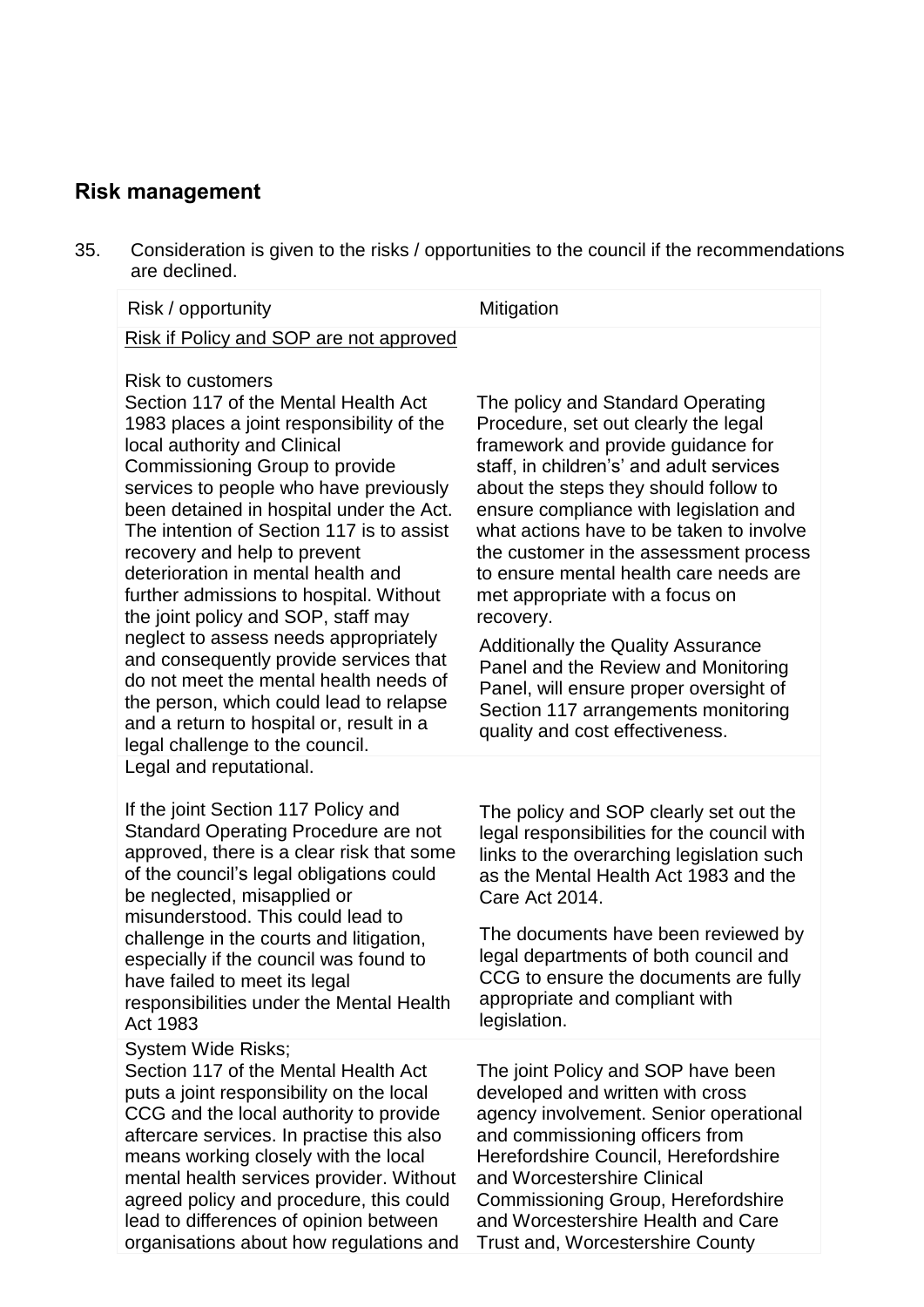## Risk management

35. Consideration is given to the risks / opportunities to the council if the recommendations are declined.

| Risk / opportunity | Mitigation |
|---|---|
| Risk if Policy and SOP are not approved | |
| Risk to customers<br>Section 117 of the Mental Health Act 1983 places a joint responsibility of the local authority and Clinical Commissioning Group to provide services to people who have previously been detained in hospital under the Act. The intention of Section 117 is to assist recovery and help to prevent deterioration in mental health and further admissions to hospital. Without the joint policy and SOP, staff may neglect to assess needs appropriately and consequently provide services that do not meet the mental health needs of the person, which could lead to relapse and a return to hospital or, result in a legal challenge to the council. | The policy and Standard Operating Procedure, set out clearly the legal framework and provide guidance for staff, in children's' and adult services about the steps they should follow to ensure compliance with legislation and what actions have to be taken to involve the customer in the assessment process to ensure mental health care needs are met appropriate with a focus on recovery.<br>Additionally the Quality Assurance Panel and the Review and Monitoring Panel, will ensure proper oversight of Section 117 arrangements monitoring quality and cost effectiveness. |
| Legal and reputational.<br><br>If the joint Section 117 Policy and Standard Operating Procedure are not approved, there is a clear risk that some of the council's legal obligations could be neglected, misapplied or misunderstood. This could lead to challenge in the courts and litigation, especially if the council was found to have failed to meet its legal responsibilities under the Mental Health Act 1983 | The policy and SOP clearly set out the legal responsibilities for the council with links to the overarching legislation such as the Mental Health Act 1983 and the Care Act 2014.<br>The documents have been reviewed by legal departments of both council and CCG to ensure the documents are fully appropriate and compliant with legislation. |
| System Wide Risks;<br>Section 117 of the Mental Health Act puts a joint responsibility on the local CCG and the local authority to provide aftercare services. In practise this also means working closely with the local mental health services provider. Without agreed policy and procedure, this could lead to differences of opinion between organisations about how regulations and | The joint Policy and SOP have been developed and written with cross agency involvement. Senior operational and commissioning officers from Herefordshire Council, Herefordshire and Worcestershire Clinical Commissioning Group, Herefordshire and Worcestershire Health and Care Trust and, Worcestershire County |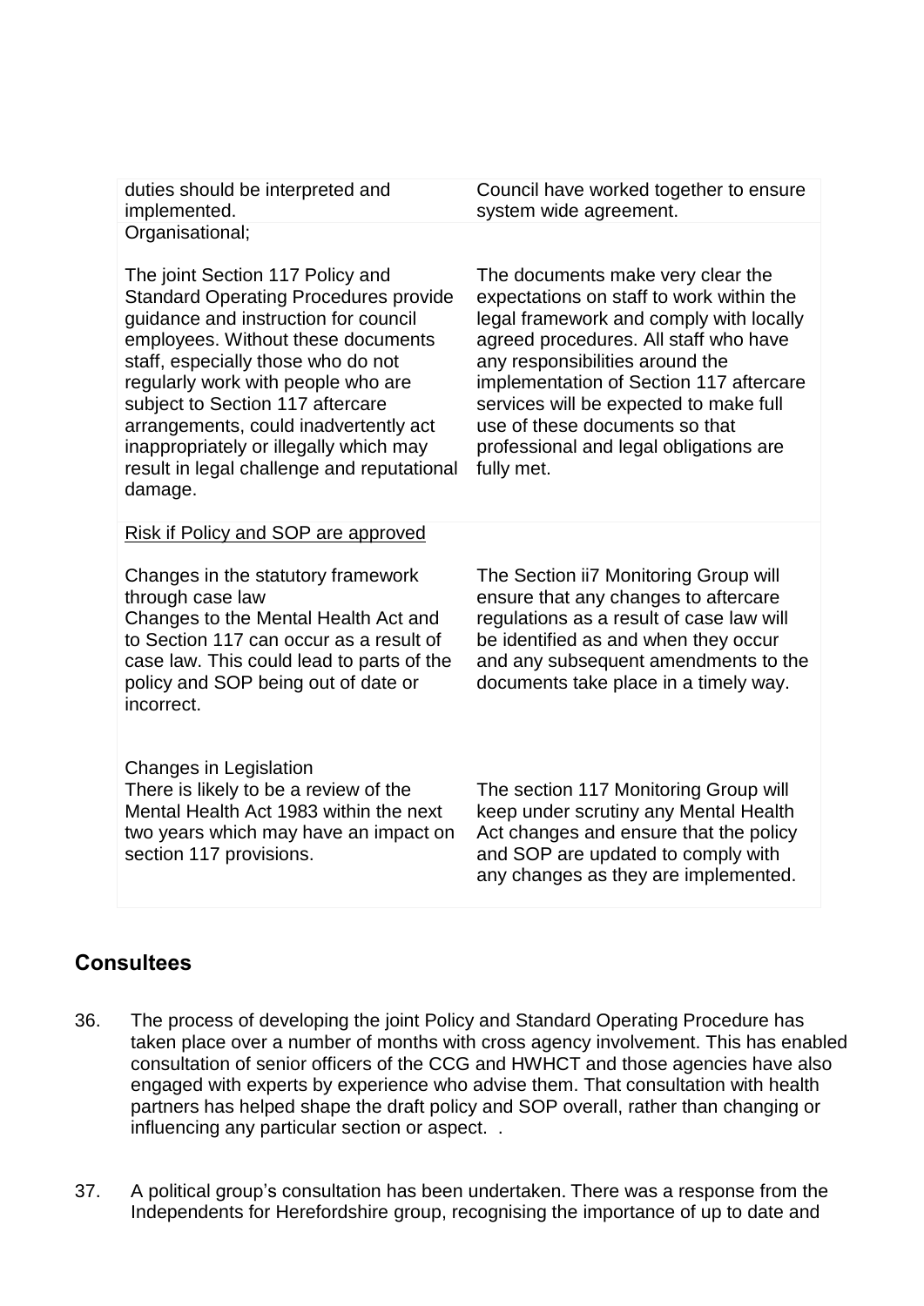| | |
|---|---|
| duties should be interpreted and implemented. | Council have worked together to ensure system wide agreement. |
| Organisational;<br><br>The joint Section 117 Policy and Standard Operating Procedures provide guidance and instruction for council employees. Without these documents staff, especially those who do not regularly work with people who are subject to Section 117 aftercare arrangements, could inadvertently act inappropriately or illegally which may result in legal challenge and reputational damage. | <br><br>The documents make very clear the expectations on staff to work within the legal framework and comply with locally agreed procedures. All staff who have any responsibilities around the implementation of Section 117 aftercare services will be expected to make full use of these documents so that professional and legal obligations are fully met. |
| Risk if Policy and SOP are approved<br><br>Changes in the statutory framework through case law<br>Changes to the Mental Health Act and to Section 117 can occur as a result of case law. This could lead to parts of the policy and SOP being out of date or incorrect. | <br><br>The Section ii7 Monitoring Group will ensure that any changes to aftercare regulations as a result of case law will be identified as and when they occur and any subsequent amendments to the documents take place in a timely way. |
| Changes in Legislation<br>There is likely to be a review of the Mental Health Act 1983 within the next two years which may have an impact on section 117 provisions. | <br>The section 117 Monitoring Group will keep under scrutiny any Mental Health Act changes and ensure that the policy and SOP are updated to comply with any changes as they are implemented. |

## Consultees

36. The process of developing the joint Policy and Standard Operating Procedure has taken place over a number of months with cross agency involvement. This has enabled consultation of senior officers of the CCG and HWHCT and those agencies have also engaged with experts by experience who advise them. That consultation with health partners has helped shape the draft policy and SOP overall, rather than changing or influencing any particular section or aspect. .

37. A political group's consultation has been undertaken. There was a response from the Independents for Herefordshire group, recognising the importance of up to date and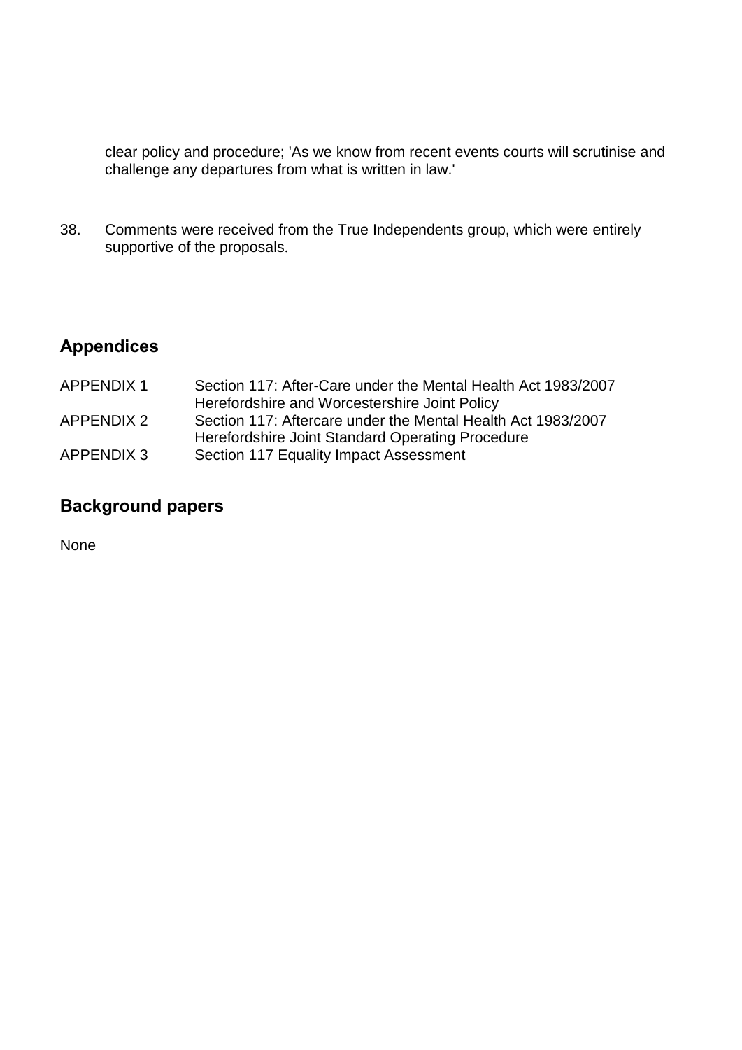clear policy and procedure; 'As we know from recent events courts will scrutinise and challenge any departures from what is written in law.'

38. Comments were received from the True Independents group, which were entirely supportive of the proposals.

## Appendices

| | |
|---|---|
| APPENDIX 1 | Section 117: After-Care under the Mental Health Act 1983/2007 Herefordshire and Worcestershire Joint Policy |
| APPENDIX 2 | Section 117: Aftercare under the Mental Health Act 1983/2007 Herefordshire Joint Standard Operating Procedure |
| APPENDIX 3 | Section 117 Equality Impact Assessment |

## Background papers

None